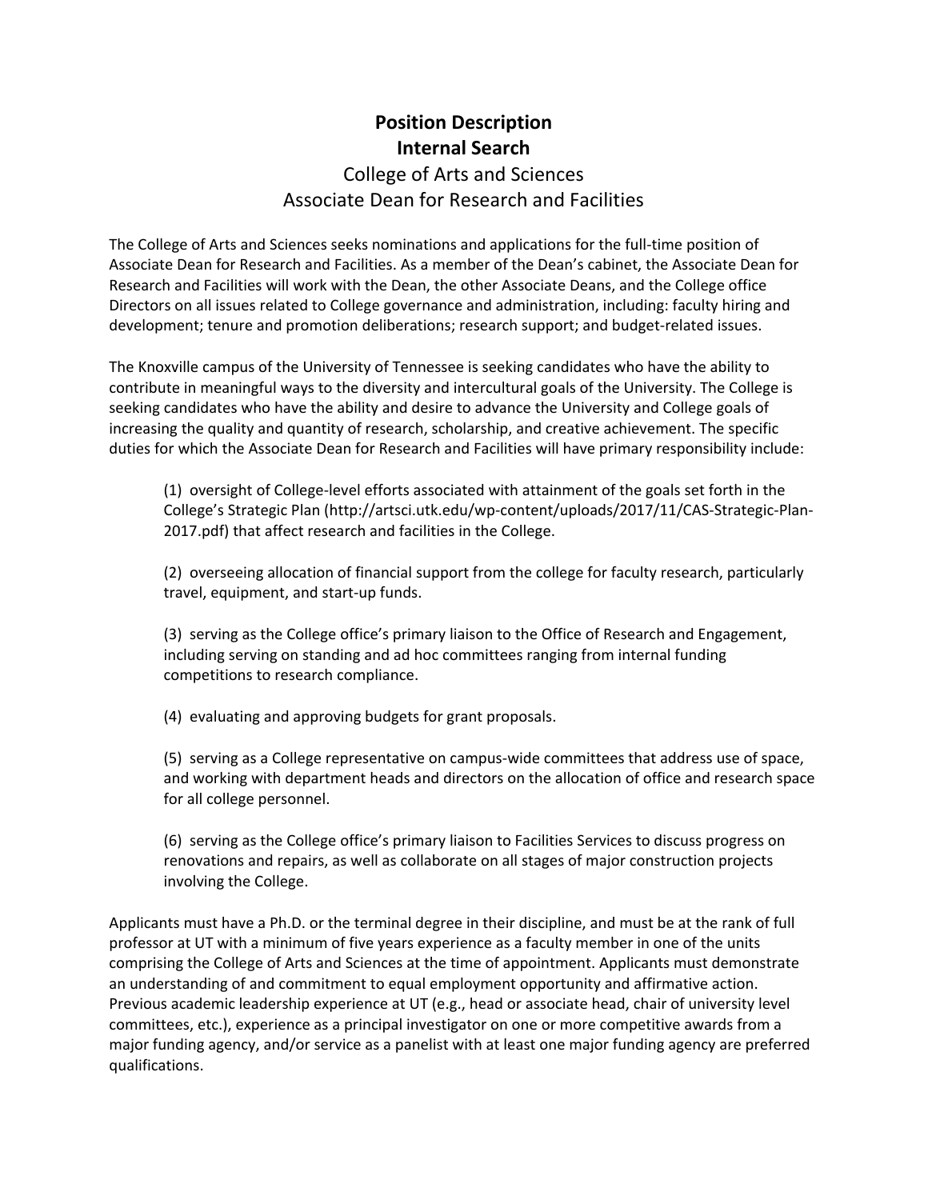# Position Description
# Internal Search

## College of Arts and Sciences
## Associate Dean for Research and Facilities

The College of Arts and Sciences seeks nominations and applications for the full-time position of Associate Dean for Research and Facilities. As a member of the Dean's cabinet, the Associate Dean for Research and Facilities will work with the Dean, the other Associate Deans, and the College office Directors on all issues related to College governance and administration, including: faculty hiring and development; tenure and promotion deliberations; research support; and budget-related issues.

The Knoxville campus of the University of Tennessee is seeking candidates who have the ability to contribute in meaningful ways to the diversity and intercultural goals of the University. The College is seeking candidates who have the ability and desire to advance the University and College goals of increasing the quality and quantity of research, scholarship, and creative achievement. The specific duties for which the Associate Dean for Research and Facilities will have primary responsibility include:

(1) oversight of College-level efforts associated with attainment of the goals set forth in the College's Strategic Plan (http://artsci.utk.edu/wp-content/uploads/2017/11/CAS-Strategic-Plan-2017.pdf) that affect research and facilities in the College.

(2) overseeing allocation of financial support from the college for faculty research, particularly travel, equipment, and start-up funds.

(3) serving as the College office's primary liaison to the Office of Research and Engagement, including serving on standing and ad hoc committees ranging from internal funding competitions to research compliance.

(4) evaluating and approving budgets for grant proposals.

(5) serving as a College representative on campus-wide committees that address use of space, and working with department heads and directors on the allocation of office and research space for all college personnel.

(6) serving as the College office's primary liaison to Facilities Services to discuss progress on renovations and repairs, as well as collaborate on all stages of major construction projects involving the College.

Applicants must have a Ph.D. or the terminal degree in their discipline, and must be at the rank of full professor at UT with a minimum of five years experience as a faculty member in one of the units comprising the College of Arts and Sciences at the time of appointment. Applicants must demonstrate an understanding of and commitment to equal employment opportunity and affirmative action. Previous academic leadership experience at UT (e.g., head or associate head, chair of university level committees, etc.), experience as a principal investigator on one or more competitive awards from a major funding agency, and/or service as a panelist with at least one major funding agency are preferred qualifications.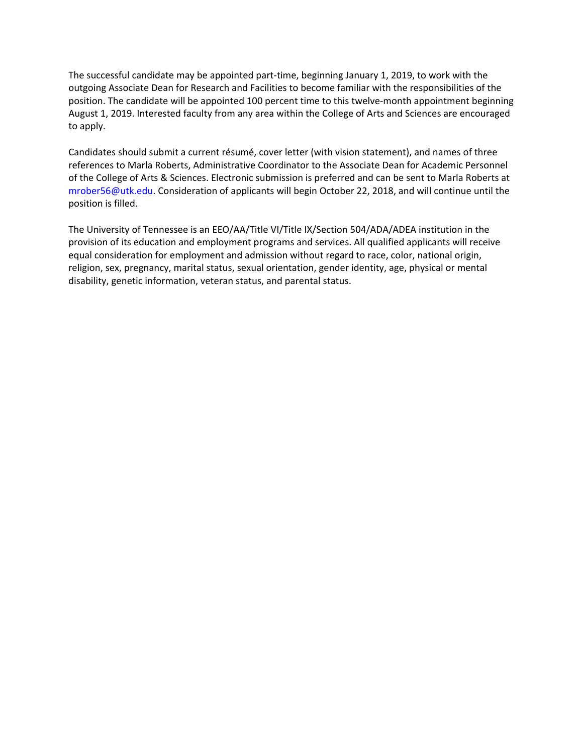The successful candidate may be appointed part-time, beginning January 1, 2019, to work with the outgoing Associate Dean for Research and Facilities to become familiar with the responsibilities of the position. The candidate will be appointed 100 percent time to this twelve-month appointment beginning August 1, 2019. Interested faculty from any area within the College of Arts and Sciences are encouraged to apply.

Candidates should submit a current résumé, cover letter (with vision statement), and names of three references to Marla Roberts, Administrative Coordinator to the Associate Dean for Academic Personnel of the College of Arts & Sciences. Electronic submission is preferred and can be sent to Marla Roberts at mrober56@utk.edu. Consideration of applicants will begin October 22, 2018, and will continue until the position is filled.

The University of Tennessee is an EEO/AA/Title VI/Title IX/Section 504/ADA/ADEA institution in the provision of its education and employment programs and services. All qualified applicants will receive equal consideration for employment and admission without regard to race, color, national origin, religion, sex, pregnancy, marital status, sexual orientation, gender identity, age, physical or mental disability, genetic information, veteran status, and parental status.